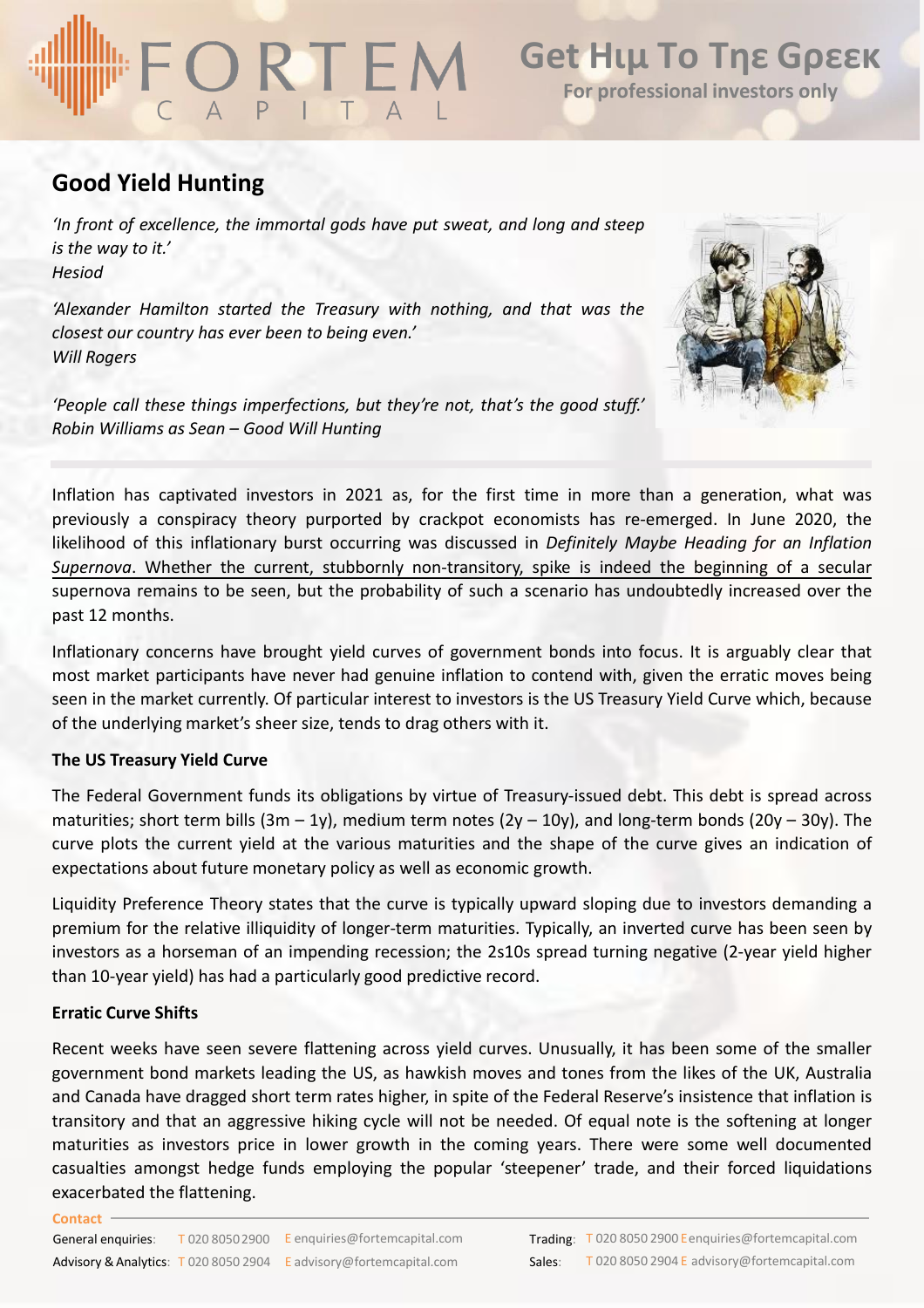# Good Yield Hunting

*'In front of excellence, the immortal gods have put sweat, and long and steep is the way to it.'*
*Hesiod*

*'Alexander Hamilton started the Treasury with nothing, and that was the closest our country has ever been to being even.'*
*Will Rogers*

*'People call these things imperfections, but they're not, that's the good stuff.'*
*Robin Williams as Sean – Good Will Hunting*

Inflation has captivated investors in 2021 as, for the first time in more than a generation, what was previously a conspiracy theory purported by crackpot economists has re-emerged. In June 2020, the likelihood of this inflationary burst occurring was discussed in *Definitely Maybe Heading for an Inflation Supernova*. Whether the current, stubbornly non-transitory, spike is indeed the beginning of a secular supernova remains to be seen, but the probability of such a scenario has undoubtedly increased over the past 12 months.

Inflationary concerns have brought yield curves of government bonds into focus. It is arguably clear that most market participants have never had genuine inflation to contend with, given the erratic moves being seen in the market currently. Of particular interest to investors is the US Treasury Yield Curve which, because of the underlying market's sheer size, tends to drag others with it.

### The US Treasury Yield Curve

The Federal Government funds its obligations by virtue of Treasury-issued debt. This debt is spread across maturities; short term bills (3m – 1y), medium term notes (2y – 10y), and long-term bonds (20y – 30y). The curve plots the current yield at the various maturities and the shape of the curve gives an indication of expectations about future monetary policy as well as economic growth.

Liquidity Preference Theory states that the curve is typically upward sloping due to investors demanding a premium for the relative illiquidity of longer-term maturities. Typically, an inverted curve has been seen by investors as a horseman of an impending recession; the 2s10s spread turning negative (2-year yield higher than 10-year yield) has had a particularly good predictive record.

### Erratic Curve Shifts

Recent weeks have seen severe flattening across yield curves. Unusually, it has been some of the smaller government bond markets leading the US, as hawkish moves and tones from the likes of the UK, Australia and Canada have dragged short term rates higher, in spite of the Federal Reserve's insistence that inflation is transitory and that an aggressive hiking cycle will not be needed. Of equal note is the softening at longer maturities as investors price in lower growth in the coming years. There were some well documented casualties amongst hedge funds employing the popular 'steepener' trade, and their forced liquidations exacerbated the flattening.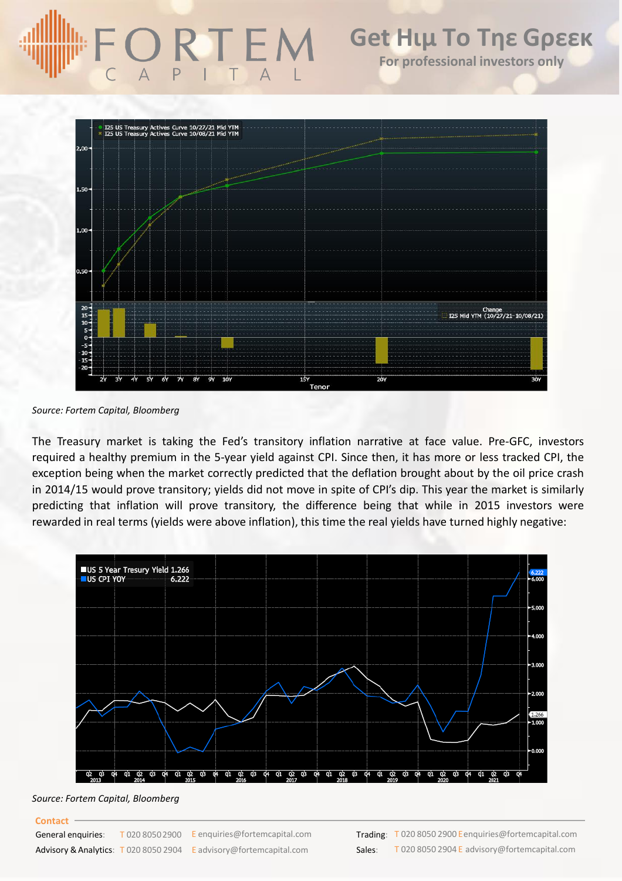Source: Fortem Capital, Bloomberg

The Treasury market is taking the Fed's transitory inflation narrative at face value. Pre-GFC, investors required a healthy premium in the 5-year yield against CPI. Since then, it has more or less tracked CPI, the exception being when the market correctly predicted that the deflation brought about by the oil price crash in 2014/15 would prove transitory; yields did not move in spite of CPI's dip. This year the market is similarly predicting that inflation will prove transitory, the difference being that while in 2015 investors were rewarded in real terms (yields were above inflation), this time the real yields have turned highly negative:

Source: Fortem Capital, Bloomberg

**Contact**

General enquiries: T 020 8050 2900 E enquiries@fortemcapital.com

Advisory & Analytics: T 020 8050 2904 E advisory@fortemcapital.com

Trading: T 020 8050 2900 E enquiries@fortemcapital.com

Sales: T 020 8050 2904 E advisory@fortemcapital.com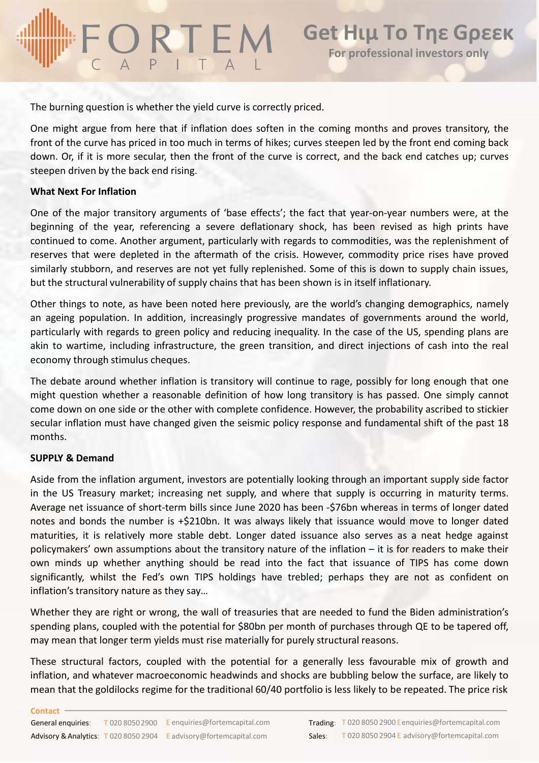The burning question is whether the yield curve is correctly priced.

One might argue from here that if inflation does soften in the coming months and proves transitory, the front of the curve has priced in too much in terms of hikes; curves steepen led by the front end coming back down. Or, if it is more secular, then the front of the curve is correct, and the back end catches up; curves steepen driven by the back end rising.

**What Next For Inflation**

One of the major transitory arguments of 'base effects'; the fact that year-on-year numbers were, at the beginning of the year, referencing a severe deflationary shock, has been revised as high prints have continued to come. Another argument, particularly with regards to commodities, was the replenishment of reserves that were depleted in the aftermath of the crisis. However, commodity price rises have proved similarly stubborn, and reserves are not yet fully replenished. Some of this is down to supply chain issues, but the structural vulnerability of supply chains that has been shown is in itself inflationary.

Other things to note, as have been noted here previously, are the world's changing demographics, namely an ageing population. In addition, increasingly progressive mandates of governments around the world, particularly with regards to green policy and reducing inequality. In the case of the US, spending plans are akin to wartime, including infrastructure, the green transition, and direct injections of cash into the real economy through stimulus cheques.

The debate around whether inflation is transitory will continue to rage, possibly for long enough that one might question whether a reasonable definition of how long transitory is has passed. One simply cannot come down on one side or the other with complete confidence. However, the probability ascribed to stickier secular inflation must have changed given the seismic policy response and fundamental shift of the past 18 months.

**SUPPLY & Demand**

Aside from the inflation argument, investors are potentially looking through an important supply side factor in the US Treasury market; increasing net supply, and where that supply is occurring in maturity terms. Average net issuance of short-term bills since June 2020 has been -$76bn whereas in terms of longer dated notes and bonds the number is +$210bn. It was always likely that issuance would move to longer dated maturities, it is relatively more stable debt. Longer dated issuance also serves as a neat hedge against policymakers' own assumptions about the transitory nature of the inflation – it is for readers to make their own minds up whether anything should be read into the fact that issuance of TIPS has come down significantly, whilst the Fed's own TIPS holdings have trebled; perhaps they are not as confident on inflation's transitory nature as they say…

Whether they are right or wrong, the wall of treasuries that are needed to fund the Biden administration's spending plans, coupled with the potential for $80bn per month of purchases through QE to be tapered off, may mean that longer term yields must rise materially for purely structural reasons.

These structural factors, coupled with the potential for a generally less favourable mix of growth and inflation, and whatever macroeconomic headwinds and shocks are bubbling below the surface, are likely to mean that the goldilocks regime for the traditional 60/40 portfolio is less likely to be repeated. The price risk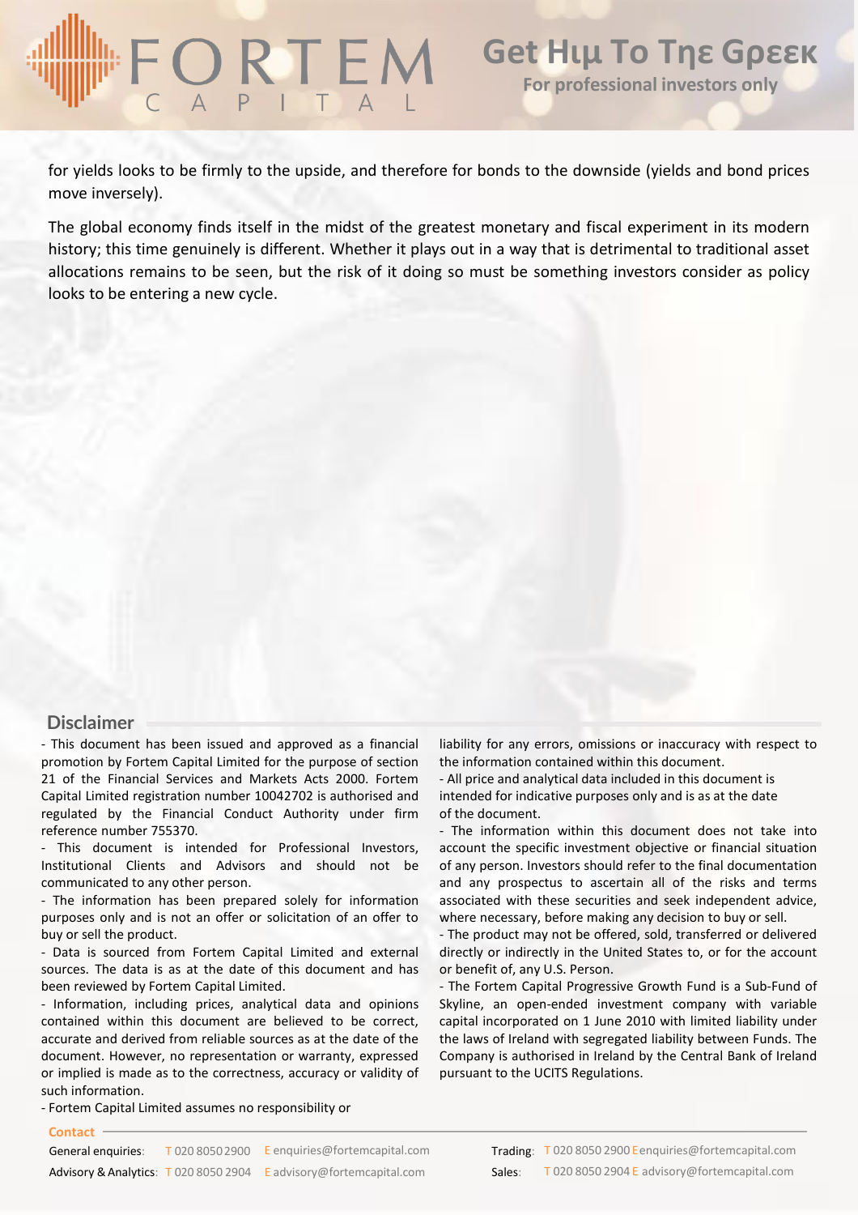for yields looks to be firmly to the upside, and therefore for bonds to the downside (yields and bond prices move inversely).

The global economy finds itself in the midst of the greatest monetary and fiscal experiment in its modern history; this time genuinely is different. Whether it plays out in a way that is detrimental to traditional asset allocations remains to be seen, but the risk of it doing so must be something investors consider as policy looks to be entering a new cycle.

## Disclaimer

- This document has been issued and approved as a financial promotion by Fortem Capital Limited for the purpose of section 21 of the Financial Services and Markets Acts 2000. Fortem Capital Limited registration number 10042702 is authorised and regulated by the Financial Conduct Authority under firm reference number 755370.
- This document is intended for Professional Investors, Institutional Clients and Advisors and should not be communicated to any other person.
- The information has been prepared solely for information purposes only and is not an offer or solicitation of an offer to buy or sell the product.
- Data is sourced from Fortem Capital Limited and external sources. The data is as at the date of this document and has been reviewed by Fortem Capital Limited.
- Information, including prices, analytical data and opinions contained within this document are believed to be correct, accurate and derived from reliable sources as at the date of the document. However, no representation or warranty, expressed or implied is made as to the correctness, accuracy or validity of such information.
- Fortem Capital Limited assumes no responsibility or liability for any errors, omissions or inaccuracy with respect to the information contained within this document.
- All price and analytical data included in this document is intended for indicative purposes only and is as at the date of the document.
- The information within this document does not take into account the specific investment objective or financial situation of any person. Investors should refer to the final documentation and any prospectus to ascertain all of the risks and terms associated with these securities and seek independent advice, where necessary, before making any decision to buy or sell.
- The product may not be offered, sold, transferred or delivered directly or indirectly in the United States to, or for the account or benefit of, any U.S. Person.
- The Fortem Capital Progressive Growth Fund is a Sub-Fund of Skyline, an open-ended investment company with variable capital incorporated on 1 June 2010 with limited liability under the laws of Ireland with segregated liability between Funds. The Company is authorised in Ireland by the Central Bank of Ireland pursuant to the UCITS Regulations.

**Contact**

General enquiries: T 020 8050 2900 E enquiries@fortemcapital.com

Advisory & Analytics: T 020 8050 2904 E advisory@fortemcapital.com

Trading: T 020 8050 2900 E enquiries@fortemcapital.com

Sales: T 020 8050 2904 E advisory@fortemcapital.com